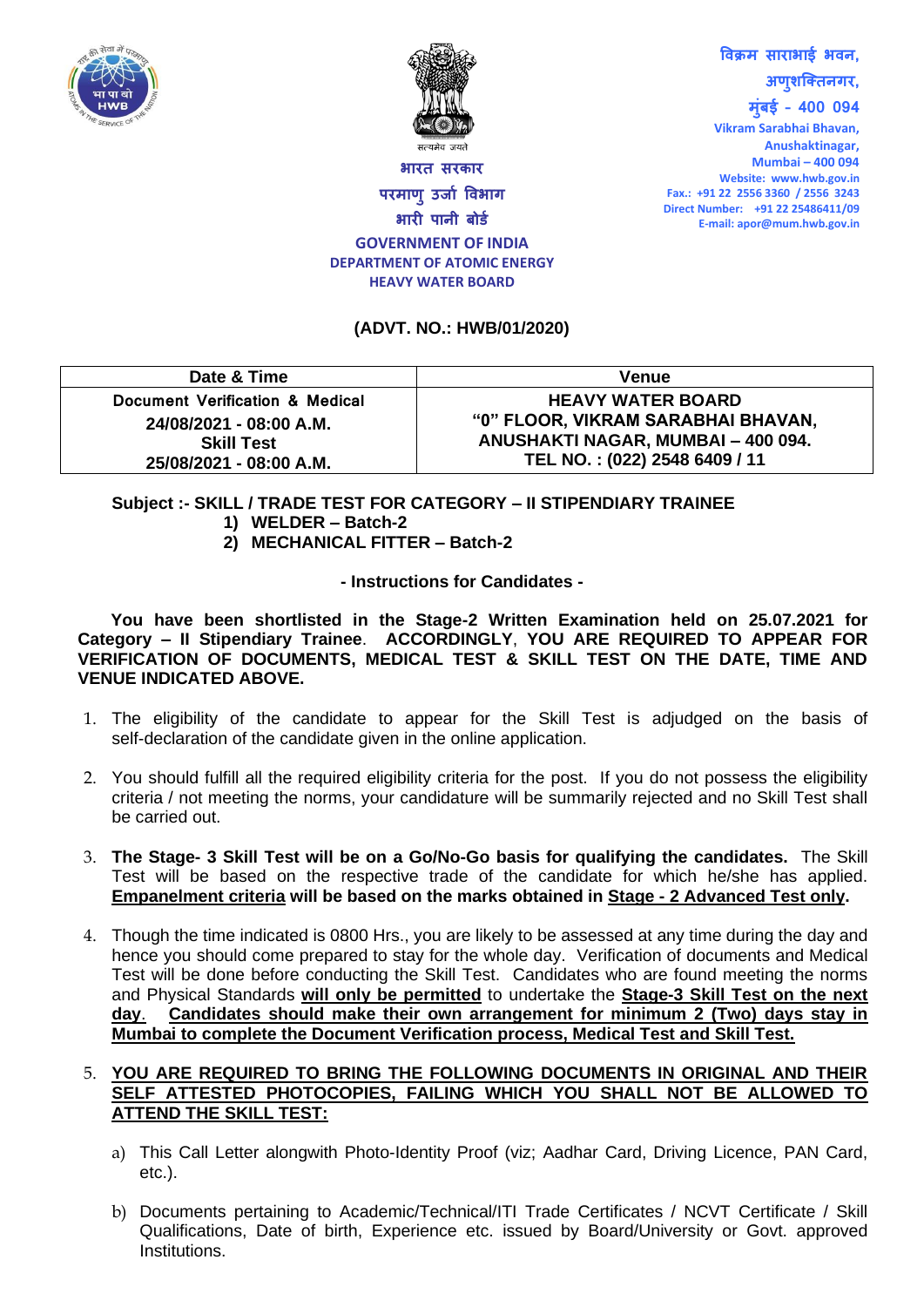भारत सरकार
परमाणु उर्जा विभाग
भारी पानी बोर्ड
GOVERNMENT OF INDIA
DEPARTMENT OF ATOMIC ENERGY
HEAVY WATER BOARD

विक्रम साराभाई भवन,
अणुशक्तिनगर,
मुंबई - 400 094
Vikram Sarabhai Bhavan,
Anushaktinagar,
Mumbai – 400 094
Website: www.hwb.gov.in
Fax.: +91 22 2556 3360 / 2556 3243
Direct Number: +91 22 25486411/09
E-mail: apor@mum.hwb.gov.in

**(ADVT. NO.: HWB/01/2020)**

| Date & Time | Venue |
|---|---|
| **Document Verification & Medical**<br>**24/08/2021 - 08:00 A.M.**<br>**Skill Test**<br>**25/08/2021 - 08:00 A.M.** | **HEAVY WATER BOARD**<br>**"0" FLOOR, VIKRAM SARABHAI BHAVAN,**<br>**ANUSHAKTI NAGAR, MUMBAI – 400 094.**<br>**TEL NO. : (022) 2548 6409 / 11** |

**Subject :- SKILL / TRADE TEST FOR CATEGORY – II STIPENDIARY TRAINEE**
**1) WELDER – Batch-2**
**2) MECHANICAL FITTER – Batch-2**

**- Instructions for Candidates -**

**You have been shortlisted in the Stage-2 Written Examination held on 25.07.2021 for Category – II Stipendiary Trainee. ACCORDINGLY, YOU ARE REQUIRED TO APPEAR FOR VERIFICATION OF DOCUMENTS, MEDICAL TEST & SKILL TEST ON THE DATE, TIME AND VENUE INDICATED ABOVE.**

1. The eligibility of the candidate to appear for the Skill Test is adjudged on the basis of self-declaration of the candidate given in the online application.

2. You should fulfill all the required eligibility criteria for the post. If you do not possess the eligibility criteria / not meeting the norms, your candidature will be summarily rejected and no Skill Test shall be carried out.

3. **The Stage- 3 Skill Test will be on a Go/No-Go basis for qualifying the candidates.** The Skill Test will be based on the respective trade of the candidate for which he/she has applied. **Empanelment criteria will be based on the marks obtained in Stage - 2 Advanced Test only.**

4. Though the time indicated is 0800 Hrs., you are likely to be assessed at any time during the day and hence you should come prepared to stay for the whole day. Verification of documents and Medical Test will be done before conducting the Skill Test. Candidates who are found meeting the norms and Physical Standards **will only be permitted** to undertake the **Stage-3 Skill Test on the next day**. **Candidates should make their own arrangement for minimum 2 (Two) days stay in Mumbai to complete the Document Verification process, Medical Test and Skill Test.**

5. **YOU ARE REQUIRED TO BRING THE FOLLOWING DOCUMENTS IN ORIGINAL AND THEIR SELF ATTESTED PHOTOCOPIES, FAILING WHICH YOU SHALL NOT BE ALLOWED TO ATTEND THE SKILL TEST:**

   a) This Call Letter alongwith Photo-Identity Proof (viz; Aadhar Card, Driving Licence, PAN Card, etc.).

   b) Documents pertaining to Academic/Technical/ITI Trade Certificates / NCVT Certificate / Skill Qualifications, Date of birth, Experience etc. issued by Board/University or Govt. approved Institutions.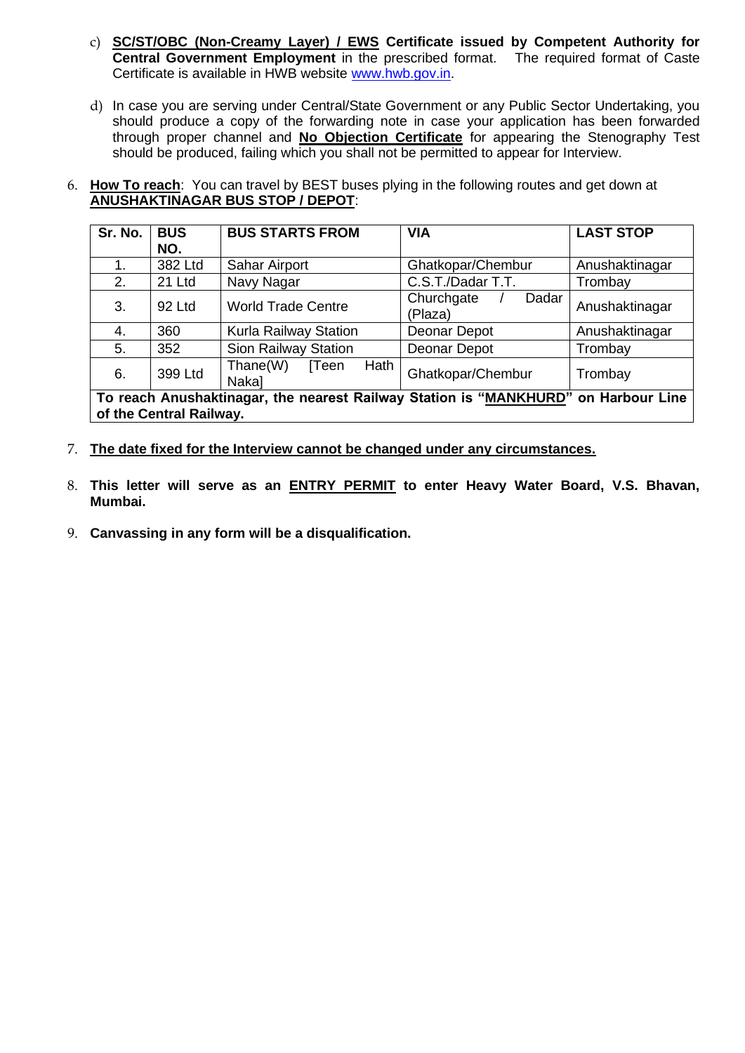c) **SC/ST/OBC (Non-Creamy Layer) / EWS Certificate issued by Competent Authority for Central Government Employment** in the prescribed format. The required format of Caste Certificate is available in HWB website www.hwb.gov.in.

d) In case you are serving under Central/State Government or any Public Sector Undertaking, you should produce a copy of the forwarding note in case your application has been forwarded through proper channel and **No Objection Certificate** for appearing the Stenography Test should be produced, failing which you shall not be permitted to appear for Interview.

6. **How To reach**: You can travel by BEST buses plying in the following routes and get down at **ANUSHAKTINAGAR BUS STOP / DEPOT**:

| Sr. No. | BUS NO. | BUS STARTS FROM | VIA | LAST STOP |
|---|---|---|---|---|
| 1. | 382 Ltd | Sahar Airport | Ghatkopar/Chembur | Anushaktinagar |
| 2. | 21 Ltd | Navy Nagar | C.S.T./Dadar T.T. | Trombay |
| 3. | 92 Ltd | World Trade Centre | Churchgate / Dadar (Plaza) | Anushaktinagar |
| 4. | 360 | Kurla Railway Station | Deonar Depot | Anushaktinagar |
| 5. | 352 | Sion Railway Station | Deonar Depot | Trombay |
| 6. | 399 Ltd | Thane(W) [Teen Hath Naka] | Ghatkopar/Chembur | Trombay |
| **To reach Anushaktinagar, the nearest Railway Station is "MANKHURD" on Harbour Line of the Central Railway.** | | | | |

7. **The date fixed for the Interview cannot be changed under any circumstances.**

8. **This letter will serve as an ENTRY PERMIT to enter Heavy Water Board, V.S. Bhavan, Mumbai.**

9. **Canvassing in any form will be a disqualification.**